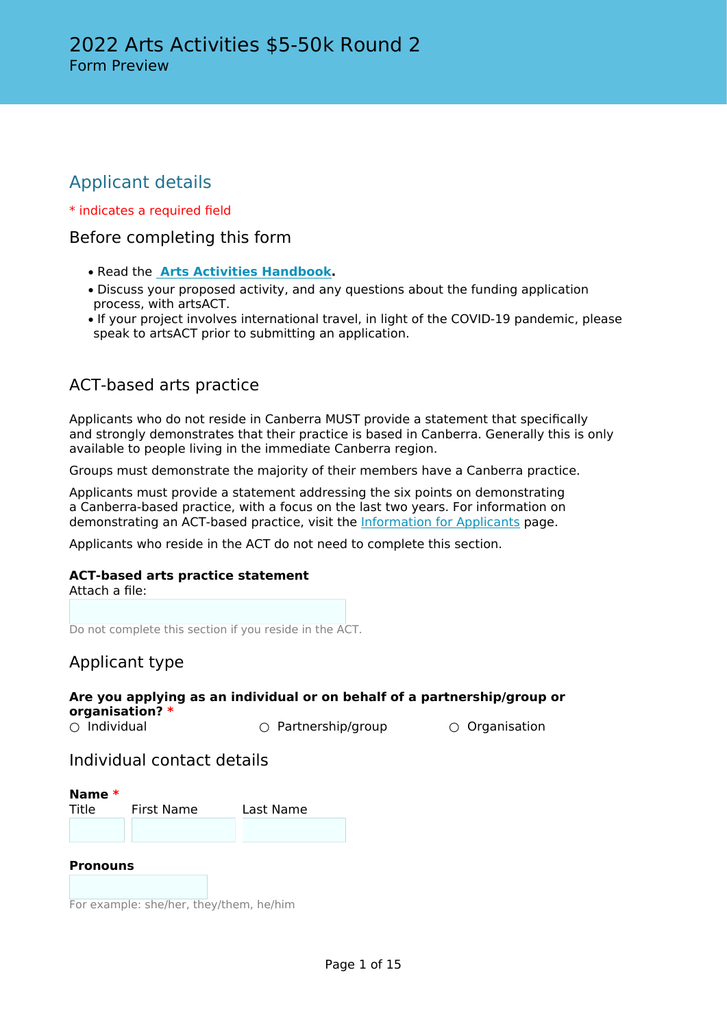# 2022 Arts Activities $5-50k Round 2

Form Preview

## Applicant details

* indicates a required field

### Before completing this form

- Read the [Arts Activities Handbook](#).
- Discuss your proposed activity, and any questions about the funding application process, with artsACT.
- If your project involves international travel, in light of the COVID-19 pandemic, please speak to artsACT prior to submitting an application.

### ACT-based arts practice

Applicants who do not reside in Canberra MUST provide a statement that specifically and strongly demonstrates that their practice is based in Canberra. Generally this is only available to people living in the immediate Canberra region.

Groups must demonstrate the majority of their members have a Canberra practice.

Applicants must provide a statement addressing the six points on demonstrating a Canberra-based practice, with a focus on the last two years. For information on demonstrating an ACT-based practice, visit the [Information for Applicants](#) page.

Applicants who reside in the ACT do not need to complete this section.

**ACT-based arts practice statement**

Attach a file:

Do not complete this section if you reside in the ACT.

### Applicant type

**Are you applying as an individual or on behalf of a partnership/group or organisation?** *

○ Individual ○ Partnership/group ○ Organisation

### Individual contact details

**Name** *

Title | First Name | Last Name

**Pronouns**

For example: she/her, they/them, he/him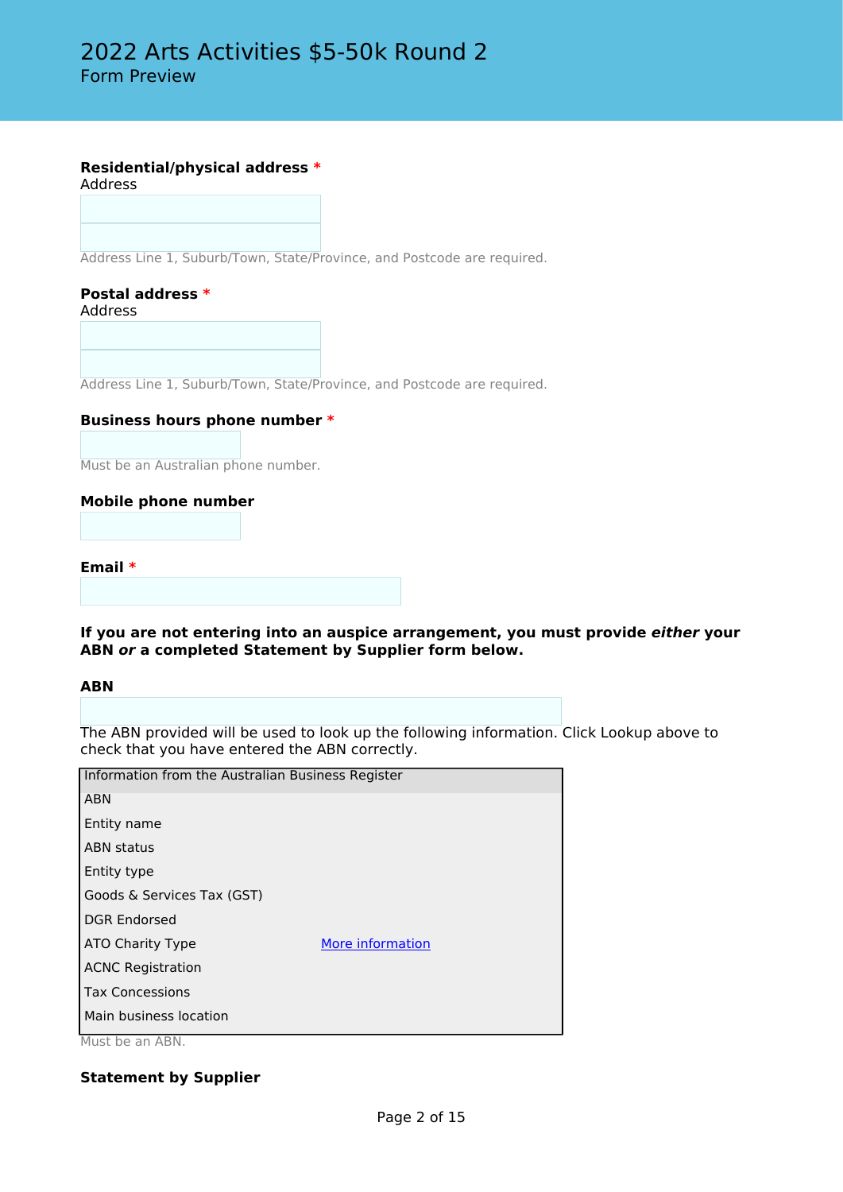**Residential/physical address** *
Address

Address Line 1, Suburb/Town, State/Province, and Postcode are required.

**Postal address** *
Address

Address Line 1, Suburb/Town, State/Province, and Postcode are required.

**Business hours phone number** *

Must be an Australian phone number.

**Mobile phone number**

**Email** *

**If you are not entering into an auspice arrangement, you must provide *either* your ABN *or* a completed Statement by Supplier form below.**

**ABN**

The ABN provided will be used to look up the following information. Click Lookup above to check that you have entered the ABN correctly.

| Information from the Australian Business Register | |
|---|---|
| ABN | |
| Entity name | |
| ABN status | |
| Entity type | |
| Goods & Services Tax (GST) | |
| DGR Endorsed | |
| ATO Charity Type | More information |
| ACNC Registration | |
| Tax Concessions | |
| Main business location | |

Must be an ABN.

**Statement by Supplier**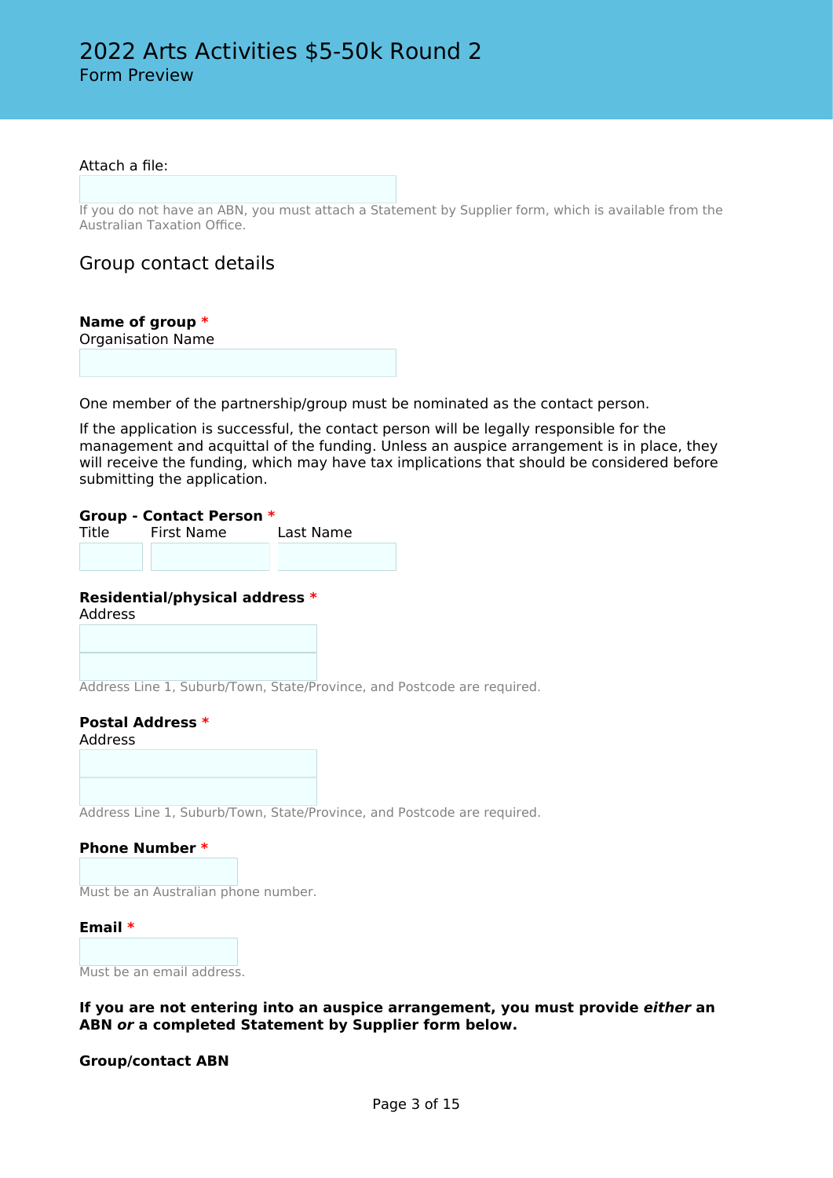Attach a file:

If you do not have an ABN, you must attach a Statement by Supplier form, which is available from the Australian Taxation Office.

## Group contact details

**Name of group** *

Organisation Name

One member of the partnership/group must be nominated as the contact person.

If the application is successful, the contact person will be legally responsible for the management and acquittal of the funding. Unless an auspice arrangement is in place, they will receive the funding, which may have tax implications that should be considered before submitting the application.

**Group - Contact Person** *

Title First Name Last Name

**Residential/physical address** *

Address

Address Line 1, Suburb/Town, State/Province, and Postcode are required.

**Postal Address** *

Address

Address Line 1, Suburb/Town, State/Province, and Postcode are required.

**Phone Number** *

Must be an Australian phone number.

**Email** *

Must be an email address.

**If you are not entering into an auspice arrangement, you must provide *either* an ABN *or* a completed Statement by Supplier form below.**

**Group/contact ABN**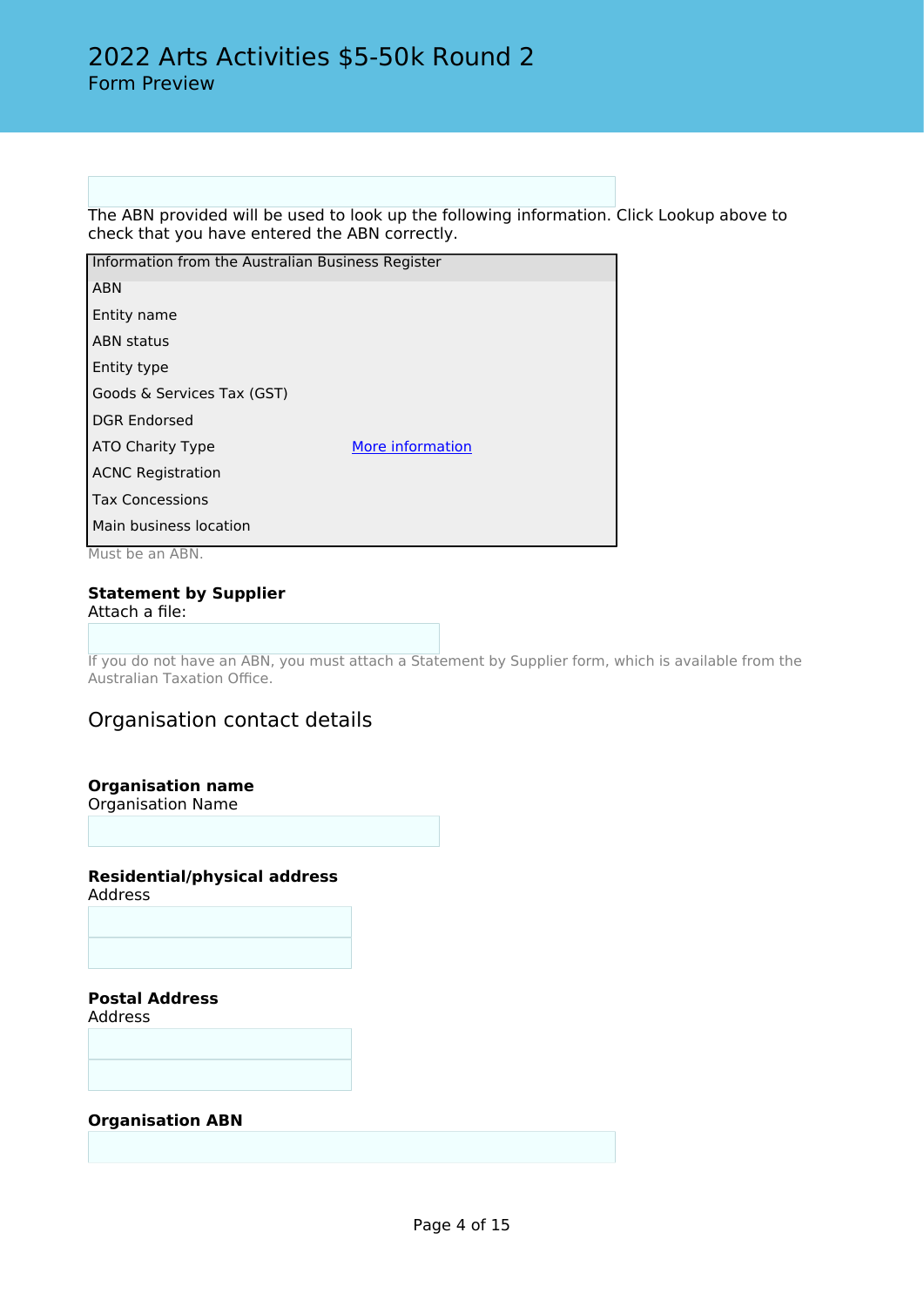The ABN provided will be used to look up the following information. Click Lookup above to check that you have entered the ABN correctly.

| Information from the Australian Business Register | |
|---|---|
| ABN | |
| Entity name | |
| ABN status | |
| Entity type | |
| Goods & Services Tax (GST) | |
| DGR Endorsed | |
| ATO Charity Type | More information |
| ACNC Registration | |
| Tax Concessions | |
| Main business location | |

Must be an ABN.

**Statement by Supplier**
Attach a file:

If you do not have an ABN, you must attach a Statement by Supplier form, which is available from the Australian Taxation Office.

## Organisation contact details

**Organisation name**
Organisation Name

**Residential/physical address**
Address

**Postal Address**
Address

**Organisation ABN**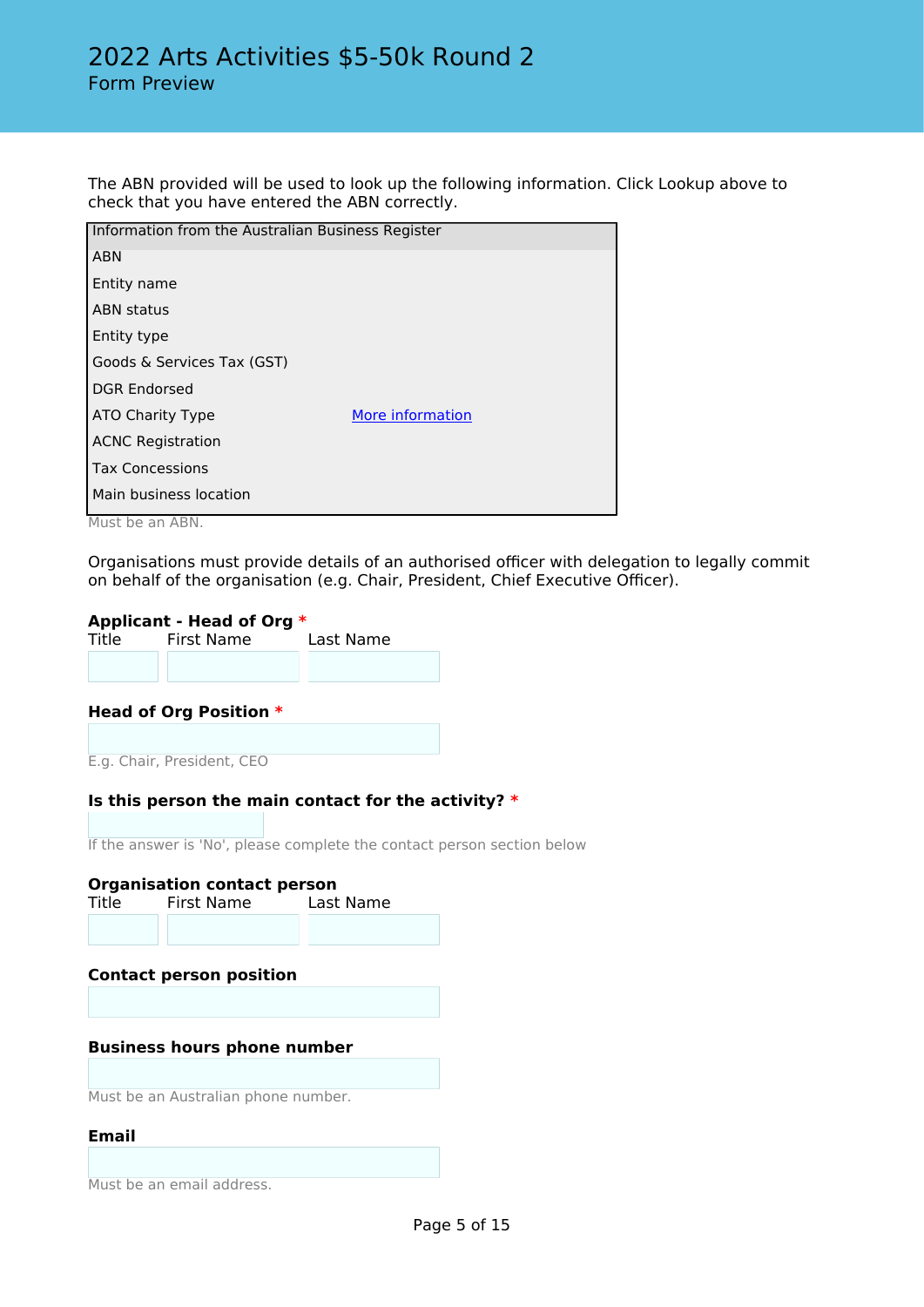The ABN provided will be used to look up the following information. Click Lookup above to check that you have entered the ABN correctly.

| Information from the Australian Business Register | |
|---|---|
| ABN | |
| Entity name | |
| ABN status | |
| Entity type | |
| Goods & Services Tax (GST) | |
| DGR Endorsed | |
| ATO Charity Type | [More information] |
| ACNC Registration | |
| Tax Concessions | |
| Main business location | |

Must be an ABN.

Organisations must provide details of an authorised officer with delegation to legally commit on behalf of the organisation (e.g. Chair, President, Chief Executive Officer).

**Applicant - Head of Org** *

Title First Name Last Name

**Head of Org Position** *

E.g. Chair, President, CEO

**Is this person the main contact for the activity?** *

If the answer is 'No', please complete the contact person section below

**Organisation contact person**

Title First Name Last Name

**Contact person position**

**Business hours phone number**

Must be an Australian phone number.

**Email**

Must be an email address.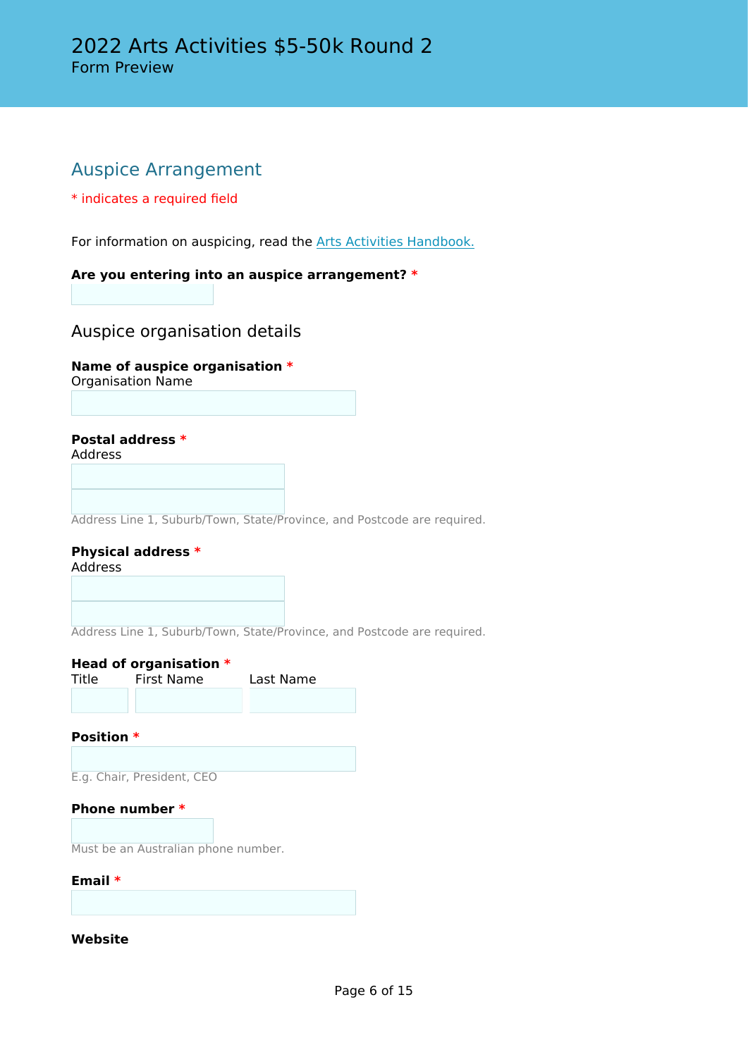# 2022 Arts Activities $5-50k Round 2

Form Preview

## Auspice Arrangement

* indicates a required field

For information on auspicing, read the [Arts Activities Handbook.](#)

**Are you entering into an auspice arrangement?** *

### Auspice organisation details

**Name of auspice organisation** *
Organisation Name

**Postal address** *
Address

Address Line 1, Suburb/Town, State/Province, and Postcode are required.

**Physical address** *
Address

Address Line 1, Suburb/Town, State/Province, and Postcode are required.

**Head of organisation** *
Title First Name Last Name

**Position** *

E.g. Chair, President, CEO

**Phone number** *

Must be an Australian phone number.

**Email** *

**Website**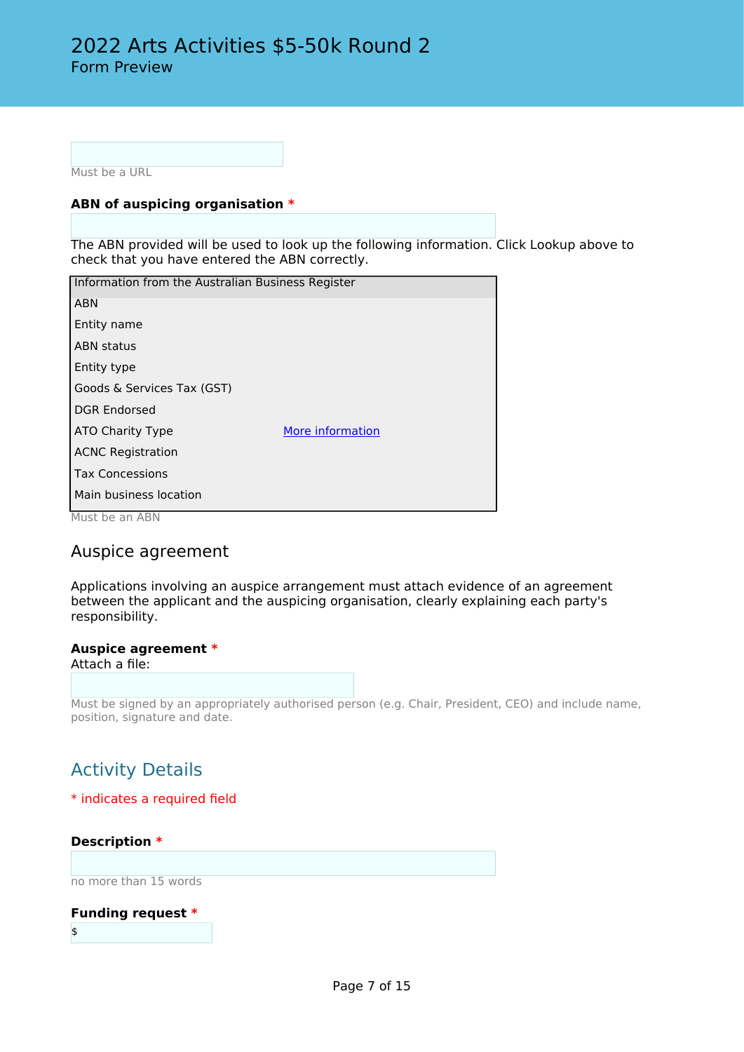Must be a URL

**ABN of auspicing organisation** *

The ABN provided will be used to look up the following information. Click Lookup above to check that you have entered the ABN correctly.

| Information from the Australian Business Register | |
|---|---|
| ABN | |
| Entity name | |
| ABN status | |
| Entity type | |
| Goods & Services Tax (GST) | |
| DGR Endorsed | |
| ATO Charity Type | More information |
| ACNC Registration | |
| Tax Concessions | |
| Main business location | |

Must be an ABN

## Auspice agreement

Applications involving an auspice arrangement must attach evidence of an agreement between the applicant and the auspicing organisation, clearly explaining each party's responsibility.

**Auspice agreement** *
Attach a file:

Must be signed by an appropriately authorised person (e.g. Chair, President, CEO) and include name, position, signature and date.

# Activity Details

* indicates a required field

**Description** *

no more than 15 words

**Funding request** *
$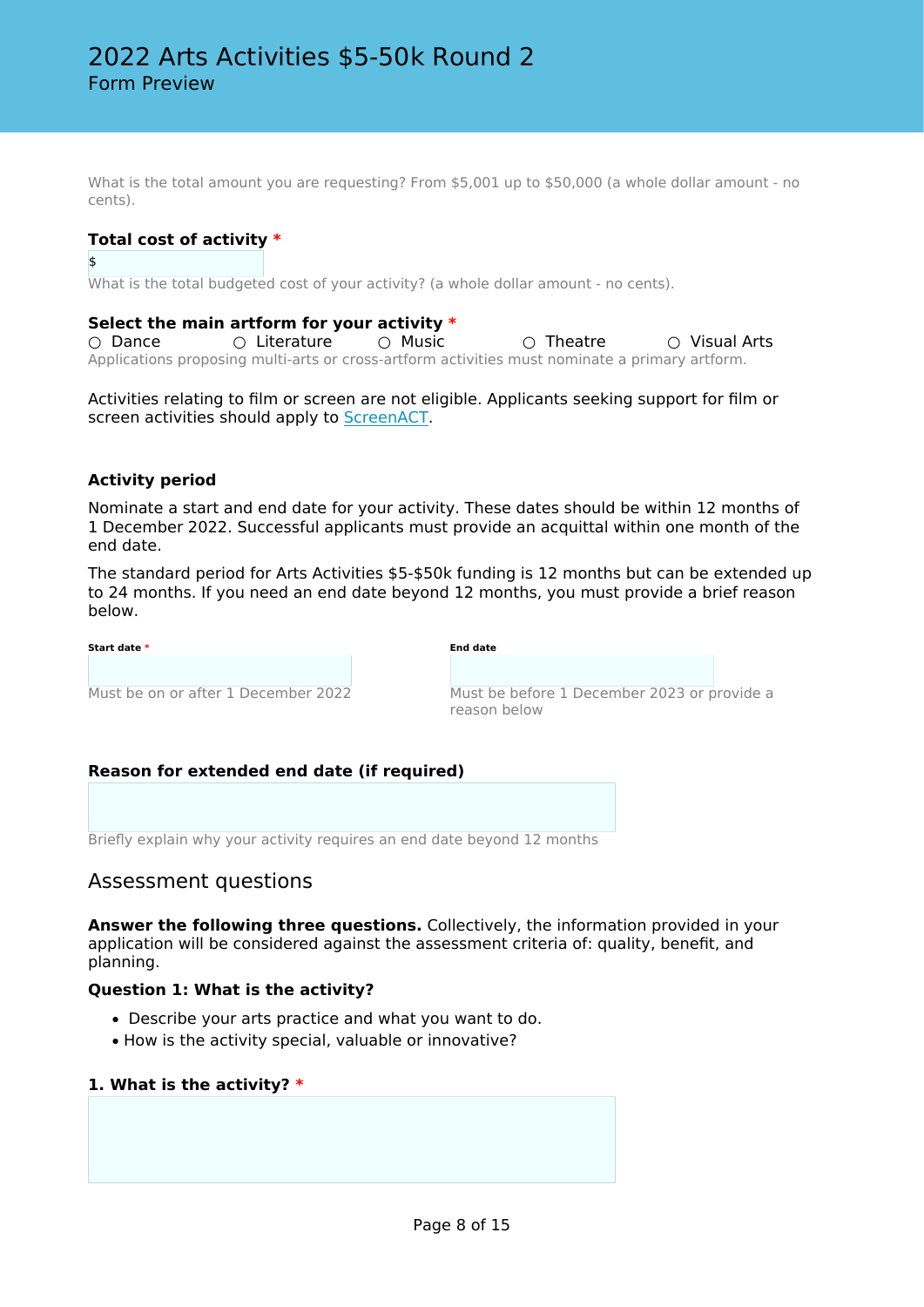# 2022 Arts Activities $5-50k Round 2

Form Preview

What is the total amount you are requesting? From $5,001 up to $50,000 (a whole dollar amount - no cents).

**Total cost of activity** *

$

What is the total budgeted cost of your activity? (a whole dollar amount - no cents).

**Select the main artform for your activity** *

○ Dance ○ Literature ○ Music ○ Theatre ○ Visual Arts

Applications proposing multi-arts or cross-artform activities must nominate a primary artform.

Activities relating to film or screen are not eligible. Applicants seeking support for film or screen activities should apply to ScreenACT.

**Activity period**

Nominate a start and end date for your activity. These dates should be within 12 months of 1 December 2022. Successful applicants must provide an acquittal within one month of the end date.

The standard period for Arts Activities $5-$50k funding is 12 months but can be extended up to 24 months. If you need an end date beyond 12 months, you must provide a brief reason below.

**Start date** *

Must be on or after 1 December 2022

**End date**

Must be before 1 December 2023 or provide a reason below

**Reason for extended end date (if required)**

Briefly explain why your activity requires an end date beyond 12 months

## Assessment questions

**Answer the following three questions.** Collectively, the information provided in your application will be considered against the assessment criteria of: quality, benefit, and planning.

**Question 1: What is the activity?**

- Describe your arts practice and what you want to do.
- How is the activity special, valuable or innovative?

**1. What is the activity?** *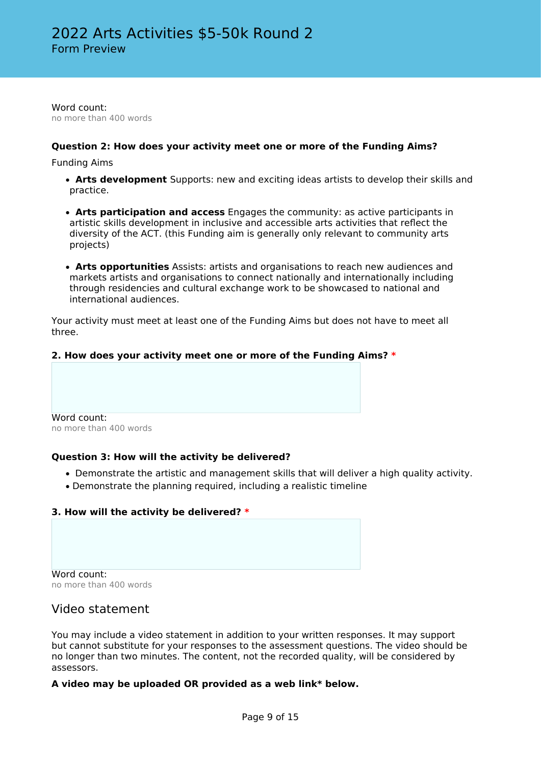Word count:
no more than 400 words

**Question 2: How does your activity meet one or more of the Funding Aims?**

Funding Aims

- **Arts development** Supports: new and exciting ideas artists to develop their skills and practice.
- **Arts participation and access** Engages the community: as active participants in artistic skills development in inclusive and accessible arts activities that reflect the diversity of the ACT. (this Funding aim is generally only relevant to community arts projects)
- **Arts opportunities** Assists: artists and organisations to reach new audiences and markets artists and organisations to connect nationally and internationally including through residencies and cultural exchange work to be showcased to national and international audiences.

Your activity must meet at least one of the Funding Aims but does not have to meet all three.

**2. How does your activity meet one or more of the Funding Aims?** *

Word count:
no more than 400 words

**Question 3: How will the activity be delivered?**

- Demonstrate the artistic and management skills that will deliver a high quality activity.
- Demonstrate the planning required, including a realistic timeline

**3. How will the activity be delivered?** *

Word count:
no more than 400 words

## Video statement

You may include a video statement in addition to your written responses. It may support but cannot substitute for your responses to the assessment questions. The video should be no longer than two minutes. The content, not the recorded quality, will be considered by assessors.

**A video may be uploaded OR provided as a web link* below.**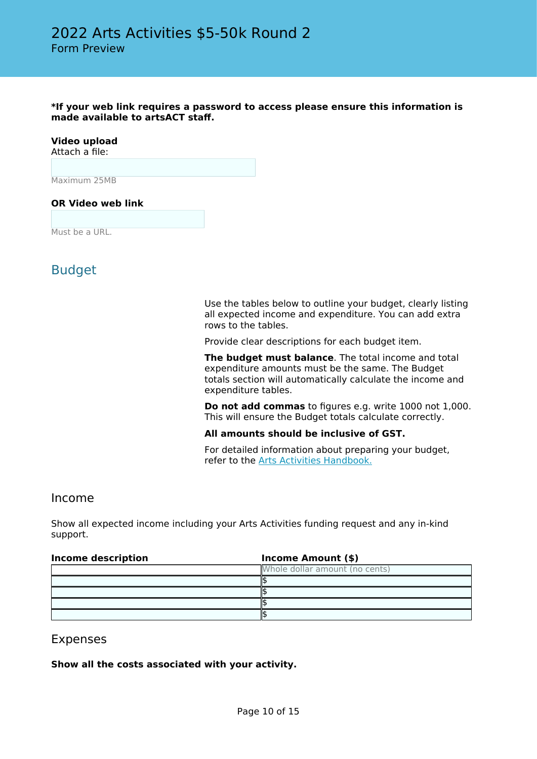**\*If your web link requires a password to access please ensure this information is made available to artsACT staff.**

**Video upload**
Attach a file:

Maximum 25MB

**OR Video web link**

Must be a URL.

## Budget

Use the tables below to outline your budget, clearly listing all expected income and expenditure. You can add extra rows to the tables.

Provide clear descriptions for each budget item.

**The budget must balance**. The total income and total expenditure amounts must be the same. The Budget totals section will automatically calculate the income and expenditure tables.

**Do not add commas** to figures e.g. write 1000 not 1,000. This will ensure the Budget totals calculate correctly.

**All amounts should be inclusive of GST.**

For detailed information about preparing your budget, refer to the Arts Activities Handbook.

### Income

Show all expected income including your Arts Activities funding request and any in-kind support.

| Income description | Income Amount ($) |
| --- | --- |
| | Whole dollar amount (no cents) |
| | $ |
| | $ |
| | $ |
| | $ |

### Expenses

**Show all the costs associated with your activity.**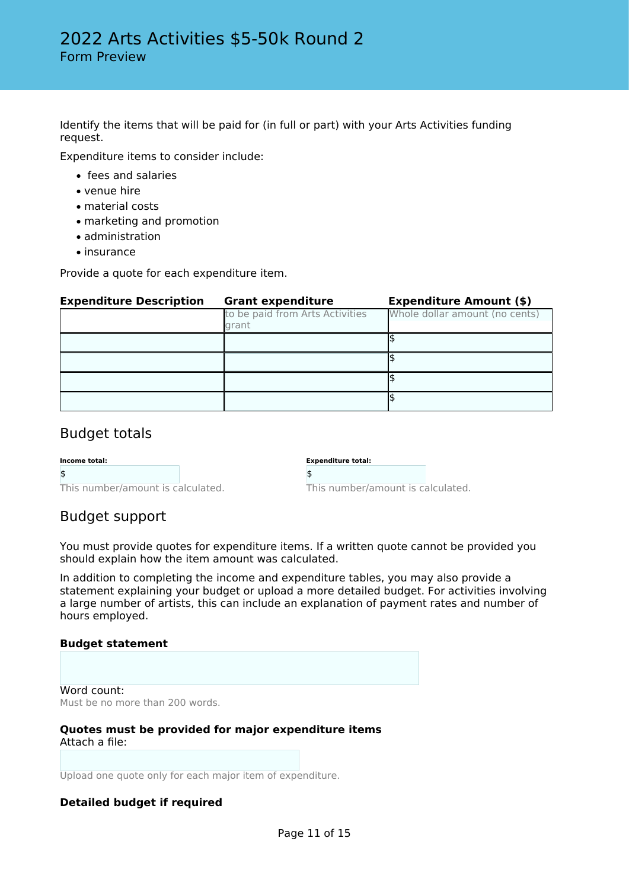# 2022 Arts Activities $5-50k Round 2

Form Preview

Identify the items that will be paid for (in full or part) with your Arts Activities funding request.

Expenditure items to consider include:

- fees and salaries
- venue hire
- material costs
- marketing and promotion
- administration
- insurance

Provide a quote for each expenditure item.

| Expenditure Description | Grant expenditure | Expenditure Amount ($) |
|---|---|---|
| | to be paid from Arts Activities grant | Whole dollar amount (no cents) |
| | | $ |
| | | $ |
| | | $ |
| | | $ |

## Budget totals

**Income total:**

$

This number/amount is calculated.

**Expenditure total:**

$

This number/amount is calculated.

## Budget support

You must provide quotes for expenditure items. If a written quote cannot be provided you should explain how the item amount was calculated.

In addition to completing the income and expenditure tables, you may also provide a statement explaining your budget or upload a more detailed budget. For activities involving a large number of artists, this can include an explanation of payment rates and number of hours employed.

**Budget statement**

Word count:

Must be no more than 200 words.

**Quotes must be provided for major expenditure items**

Attach a file:

Upload one quote only for each major item of expenditure.

**Detailed budget if required**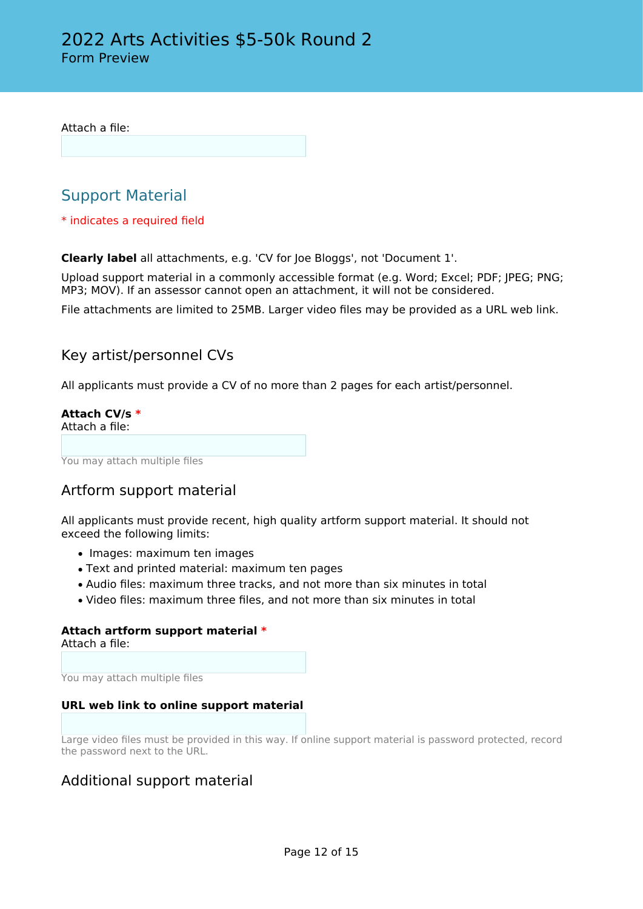Attach a file:

## Support Material

* indicates a required field

**Clearly label** all attachments, e.g. 'CV for Joe Bloggs', not 'Document 1'.

Upload support material in a commonly accessible format (e.g. Word; Excel; PDF; JPEG; PNG; MP3; MOV). If an assessor cannot open an attachment, it will not be considered.

File attachments are limited to 25MB. Larger video files may be provided as a URL web link.

### Key artist/personnel CVs

All applicants must provide a CV of no more than 2 pages for each artist/personnel.

**Attach CV/s** *
Attach a file:

You may attach multiple files

### Artform support material

All applicants must provide recent, high quality artform support material. It should not exceed the following limits:

- Images: maximum ten images
- Text and printed material: maximum ten pages
- Audio files: maximum three tracks, and not more than six minutes in total
- Video files: maximum three files, and not more than six minutes in total

**Attach artform support material** *
Attach a file:

You may attach multiple files

**URL web link to online support material**

Large video files must be provided in this way. If online support material is password protected, record the password next to the URL.

### Additional support material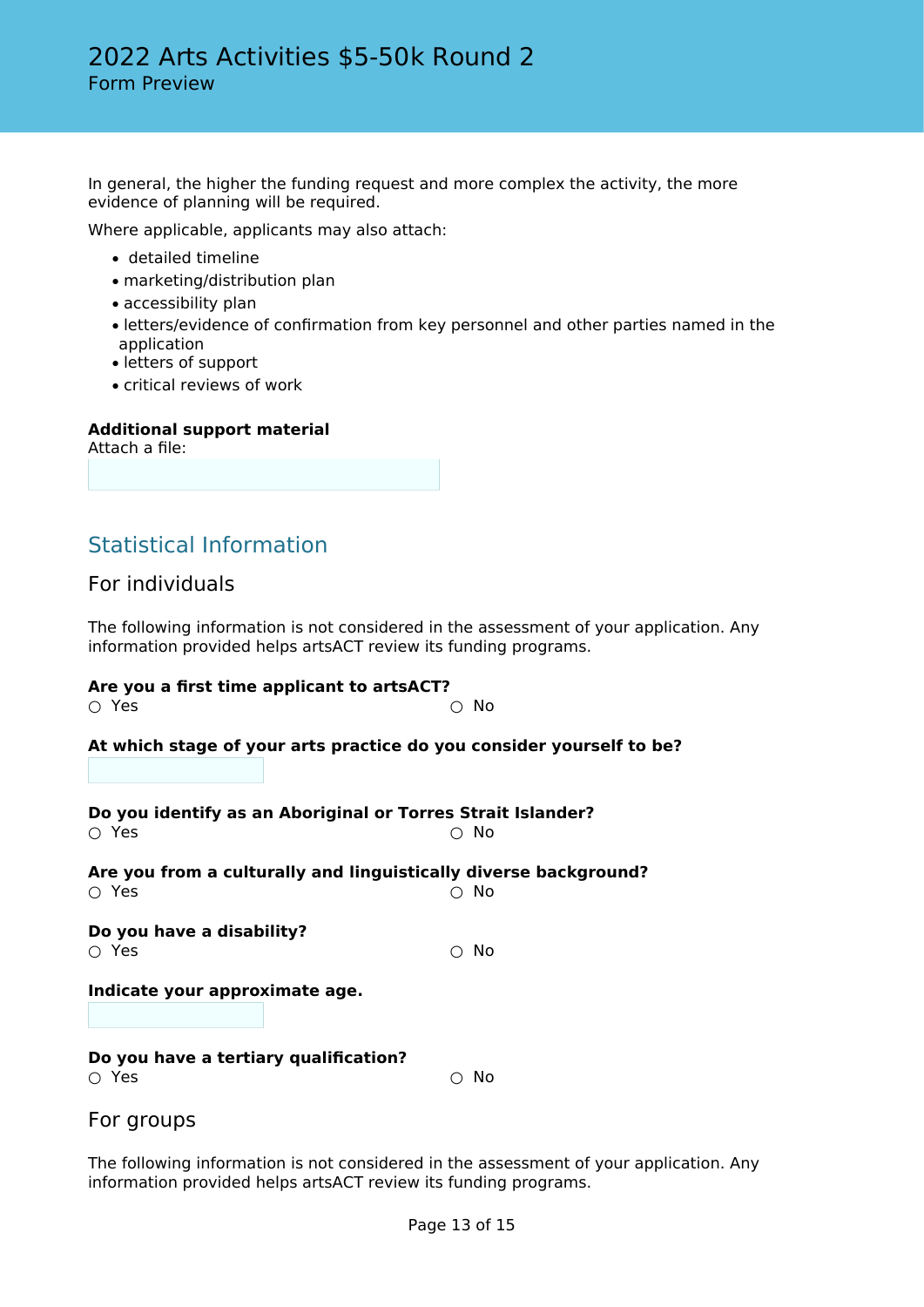In general, the higher the funding request and more complex the activity, the more evidence of planning will be required.

Where applicable, applicants may also attach:

- detailed timeline
- marketing/distribution plan
- accessibility plan
- letters/evidence of confirmation from key personnel and other parties named in the application
- letters of support
- critical reviews of work

**Additional support material**
Attach a file:

## Statistical Information

### For individuals

The following information is not considered in the assessment of your application. Any information provided helps artsACT review its funding programs.

**Are you a first time applicant to artsACT?**
○ Yes ○ No

**At which stage of your arts practice do you consider yourself to be?**

**Do you identify as an Aboriginal or Torres Strait Islander?**
○ Yes ○ No

**Are you from a culturally and linguistically diverse background?**
○ Yes ○ No

**Do you have a disability?**
○ Yes ○ No

**Indicate your approximate age.**

**Do you have a tertiary qualification?**
○ Yes ○ No

### For groups

The following information is not considered in the assessment of your application. Any information provided helps artsACT review its funding programs.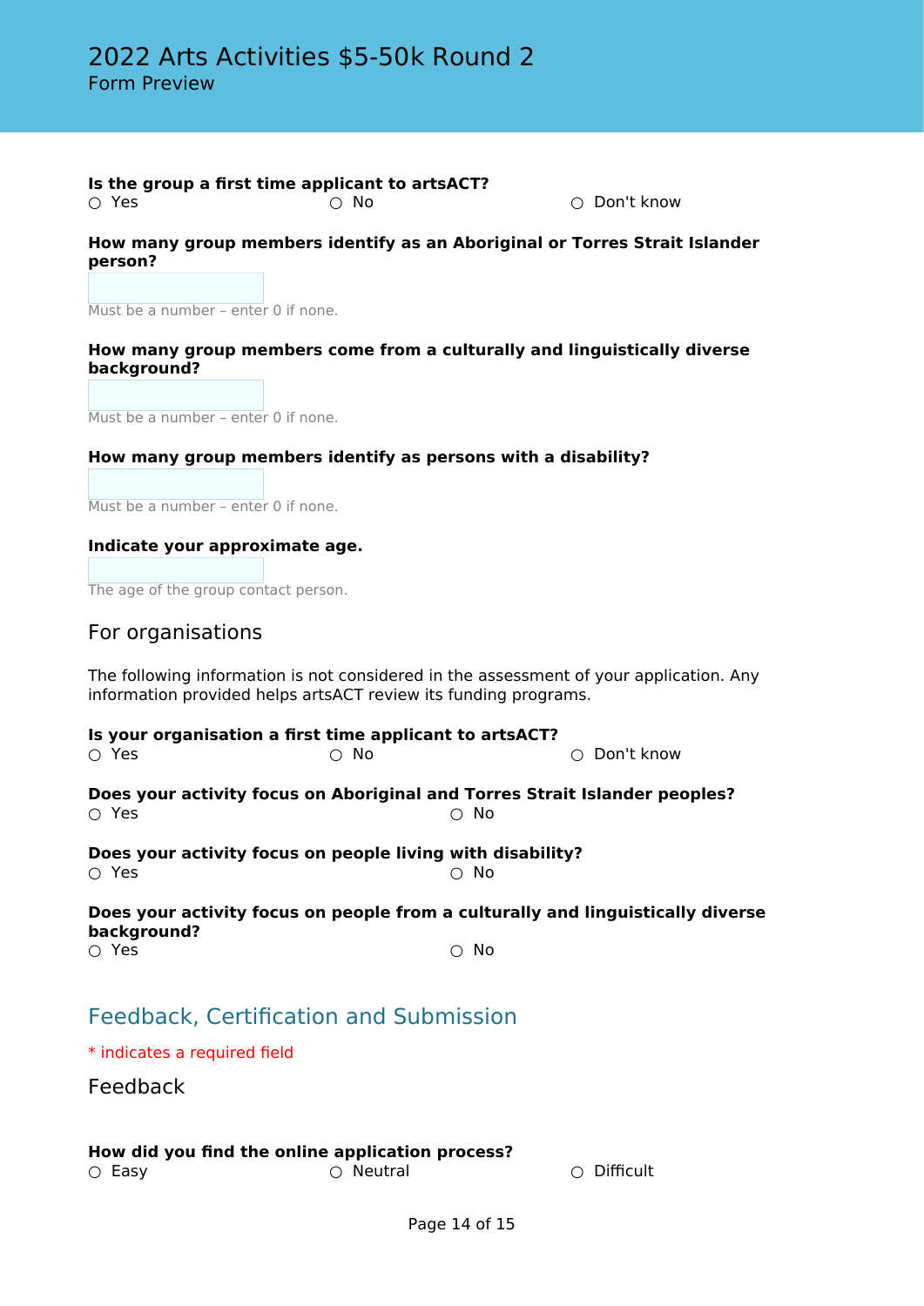**Is the group a first time applicant to artsACT?**

○ Yes ○ No ○ Don't know

**How many group members identify as an Aboriginal or Torres Strait Islander person?**

Must be a number – enter 0 if none.

**How many group members come from a culturally and linguistically diverse background?**

Must be a number – enter 0 if none.

**How many group members identify as persons with a disability?**

Must be a number – enter 0 if none.

**Indicate your approximate age.**

The age of the group contact person.

### For organisations

The following information is not considered in the assessment of your application. Any information provided helps artsACT review its funding programs.

**Is your organisation a first time applicant to artsACT?**

○ Yes ○ No ○ Don't know

**Does your activity focus on Aboriginal and Torres Strait Islander peoples?**

○ Yes ○ No

**Does your activity focus on people living with disability?**

○ Yes ○ No

**Does your activity focus on people from a culturally and linguistically diverse background?**

○ Yes ○ No

## Feedback, Certification and Submission

* indicates a required field

### Feedback

**How did you find the online application process?**

○ Easy ○ Neutral ○ Difficult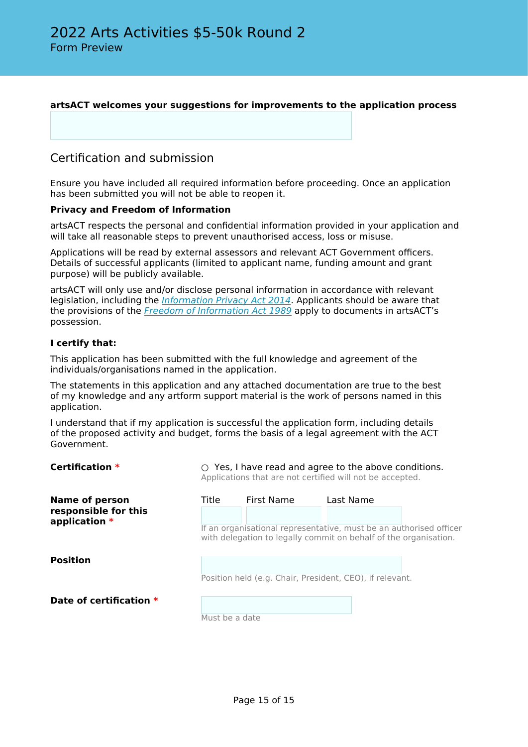**artsACT welcomes your suggestions for improvements to the application process**

## Certification and submission

Ensure you have included all required information before proceeding. Once an application has been submitted you will not be able to reopen it.

**Privacy and Freedom of Information**

artsACT respects the personal and confidential information provided in your application and will take all reasonable steps to prevent unauthorised access, loss or misuse.

Applications will be read by external assessors and relevant ACT Government officers. Details of successful applicants (limited to applicant name, funding amount and grant purpose) will be publicly available.

artsACT will only use and/or disclose personal information in accordance with relevant legislation, including the *Information Privacy Act 2014*. Applicants should be aware that the provisions of the *Freedom of Information Act 1989* apply to documents in artsACT's possession.

**I certify that:**

This application has been submitted with the full knowledge and agreement of the individuals/organisations named in the application.

The statements in this application and any attached documentation are true to the best of my knowledge and any artform support material is the work of persons named in this application.

I understand that if my application is successful the application form, including details of the proposed activity and budget, forms the basis of a legal agreement with the ACT Government.

**Certification** *

○ Yes, I have read and agree to the above conditions.
Applications that are not certified will not be accepted.

**Name of person responsible for this application** *

Title First Name Last Name

If an organisational representative, must be an authorised officer with delegation to legally commit on behalf of the organisation.

**Position**

Position held (e.g. Chair, President, CEO), if relevant.

**Date of certification** *

Must be a date